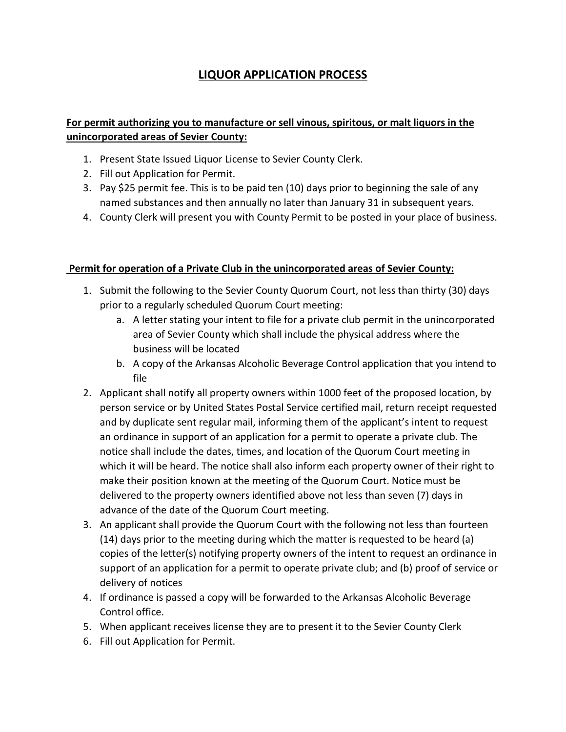# LIQUOR APPLICATION PROCESS

**For permit authorizing you to manufacture or sell vinous, spiritous, or malt liquors in the unincorporated areas of Sevier County:**

1. Present State Issued Liquor License to Sevier County Clerk.
2. Fill out Application for Permit.
3. Pay $25 permit fee. This is to be paid ten (10) days prior to beginning the sale of any named substances and then annually no later than January 31 in subsequent years.
4. County Clerk will present you with County Permit to be posted in your place of business.

**Permit for operation of a Private Club in the unincorporated areas of Sevier County:**

1. Submit the following to the Sevier County Quorum Court, not less than thirty (30) days prior to a regularly scheduled Quorum Court meeting:
   a. A letter stating your intent to file for a private club permit in the unincorporated area of Sevier County which shall include the physical address where the business will be located
   b. A copy of the Arkansas Alcoholic Beverage Control application that you intend to file
2. Applicant shall notify all property owners within 1000 feet of the proposed location, by person service or by United States Postal Service certified mail, return receipt requested and by duplicate sent regular mail, informing them of the applicant's intent to request an ordinance in support of an application for a permit to operate a private club. The notice shall include the dates, times, and location of the Quorum Court meeting in which it will be heard. The notice shall also inform each property owner of their right to make their position known at the meeting of the Quorum Court. Notice must be delivered to the property owners identified above not less than seven (7) days in advance of the date of the Quorum Court meeting.
3. An applicant shall provide the Quorum Court with the following not less than fourteen (14) days prior to the meeting during which the matter is requested to be heard (a) copies of the letter(s) notifying property owners of the intent to request an ordinance in support of an application for a permit to operate private club; and (b) proof of service or delivery of notices
4. If ordinance is passed a copy will be forwarded to the Arkansas Alcoholic Beverage Control office.
5. When applicant receives license they are to present it to the Sevier County Clerk
6. Fill out Application for Permit.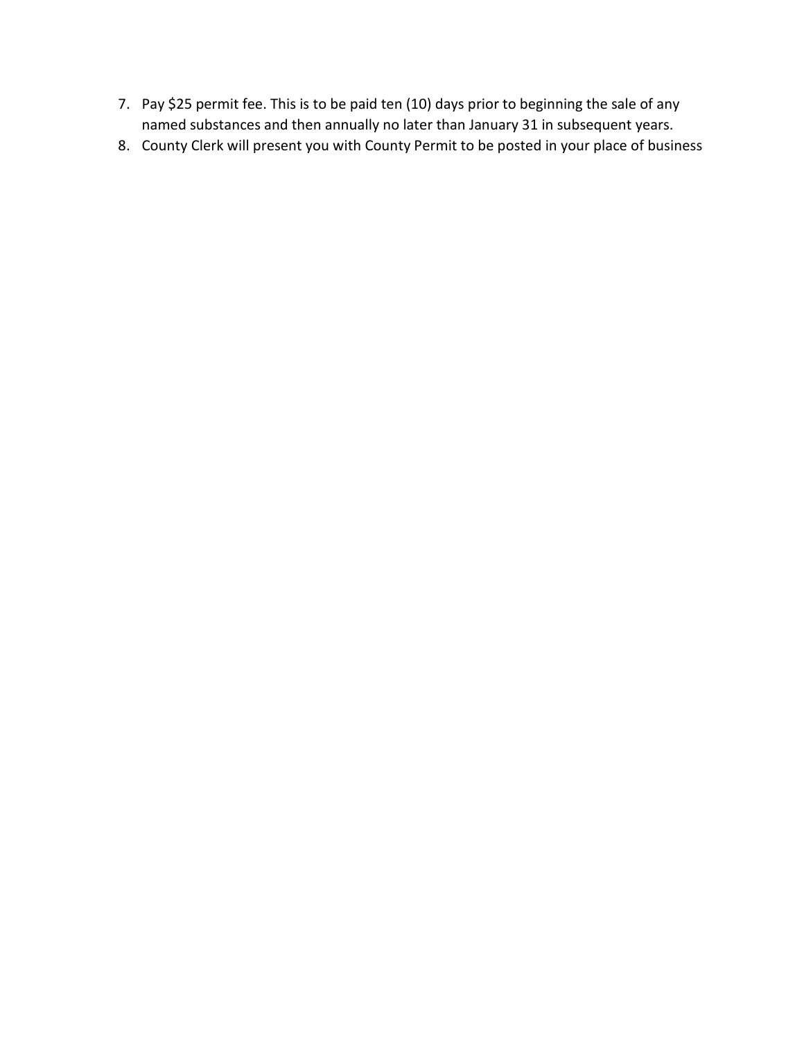7. Pay $25 permit fee. This is to be paid ten (10) days prior to beginning the sale of any named substances and then annually no later than January 31 in subsequent years.
8. County Clerk will present you with County Permit to be posted in your place of business